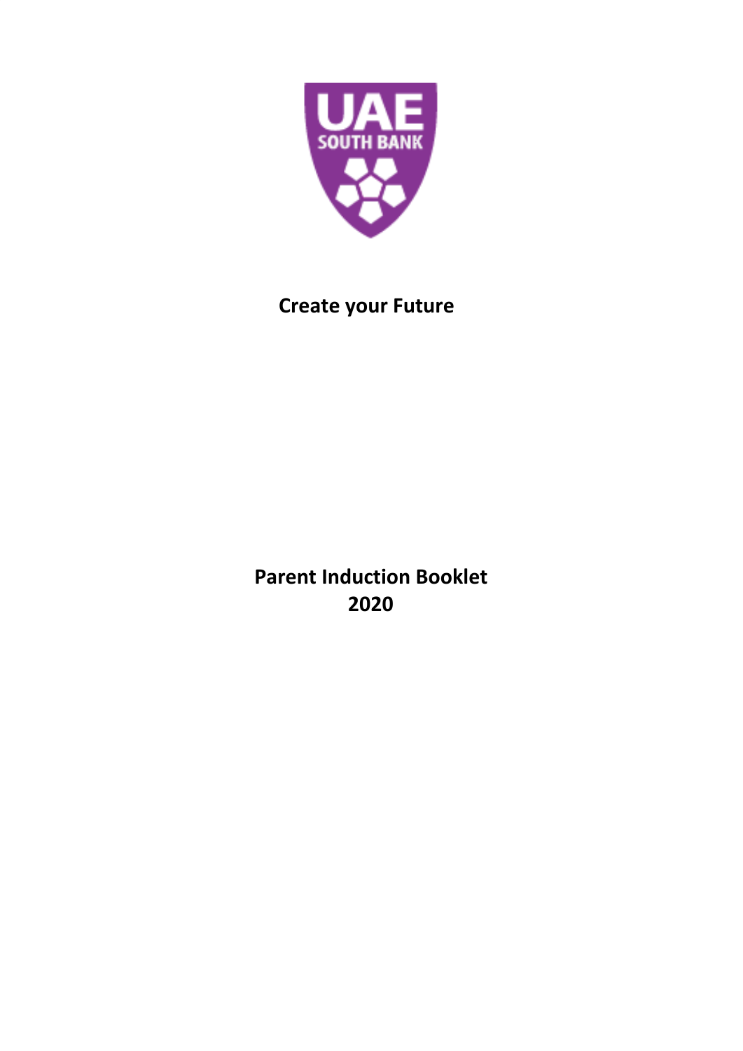**Create your Future**

# Parent Induction Booklet 2020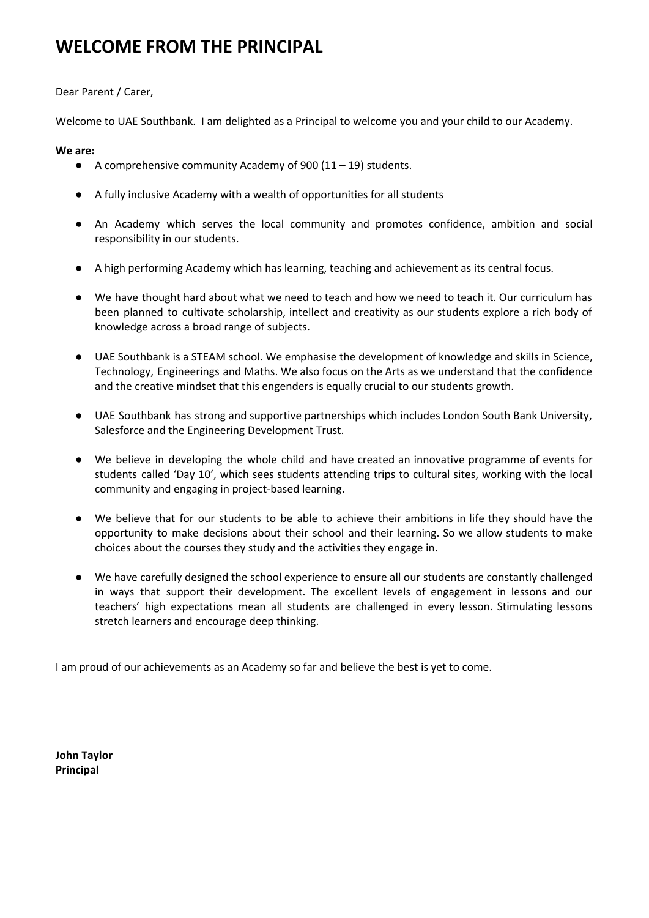# WELCOME FROM THE PRINCIPAL

Dear Parent / Carer,

Welcome to UAE Southbank. I am delighted as a Principal to welcome you and your child to our Academy.

**We are:**

- A comprehensive community Academy of 900 (11 – 19) students.
- A fully inclusive Academy with a wealth of opportunities for all students
- An Academy which serves the local community and promotes confidence, ambition and social responsibility in our students.
- A high performing Academy which has learning, teaching and achievement as its central focus.
- We have thought hard about what we need to teach and how we need to teach it. Our curriculum has been planned to cultivate scholarship, intellect and creativity as our students explore a rich body of knowledge across a broad range of subjects.
- UAE Southbank is a STEAM school. We emphasise the development of knowledge and skills in Science, Technology, Engineerings and Maths. We also focus on the Arts as we understand that the confidence and the creative mindset that this engenders is equally crucial to our students growth.
- UAE Southbank has strong and supportive partnerships which includes London South Bank University, Salesforce and the Engineering Development Trust.
- We believe in developing the whole child and have created an innovative programme of events for students called 'Day 10', which sees students attending trips to cultural sites, working with the local community and engaging in project-based learning.
- We believe that for our students to be able to achieve their ambitions in life they should have the opportunity to make decisions about their school and their learning. So we allow students to make choices about the courses they study and the activities they engage in.
- We have carefully designed the school experience to ensure all our students are constantly challenged in ways that support their development. The excellent levels of engagement in lessons and our teachers' high expectations mean all students are challenged in every lesson. Stimulating lessons stretch learners and encourage deep thinking.

I am proud of our achievements as an Academy so far and believe the best is yet to come.

**John Taylor**
**Principal**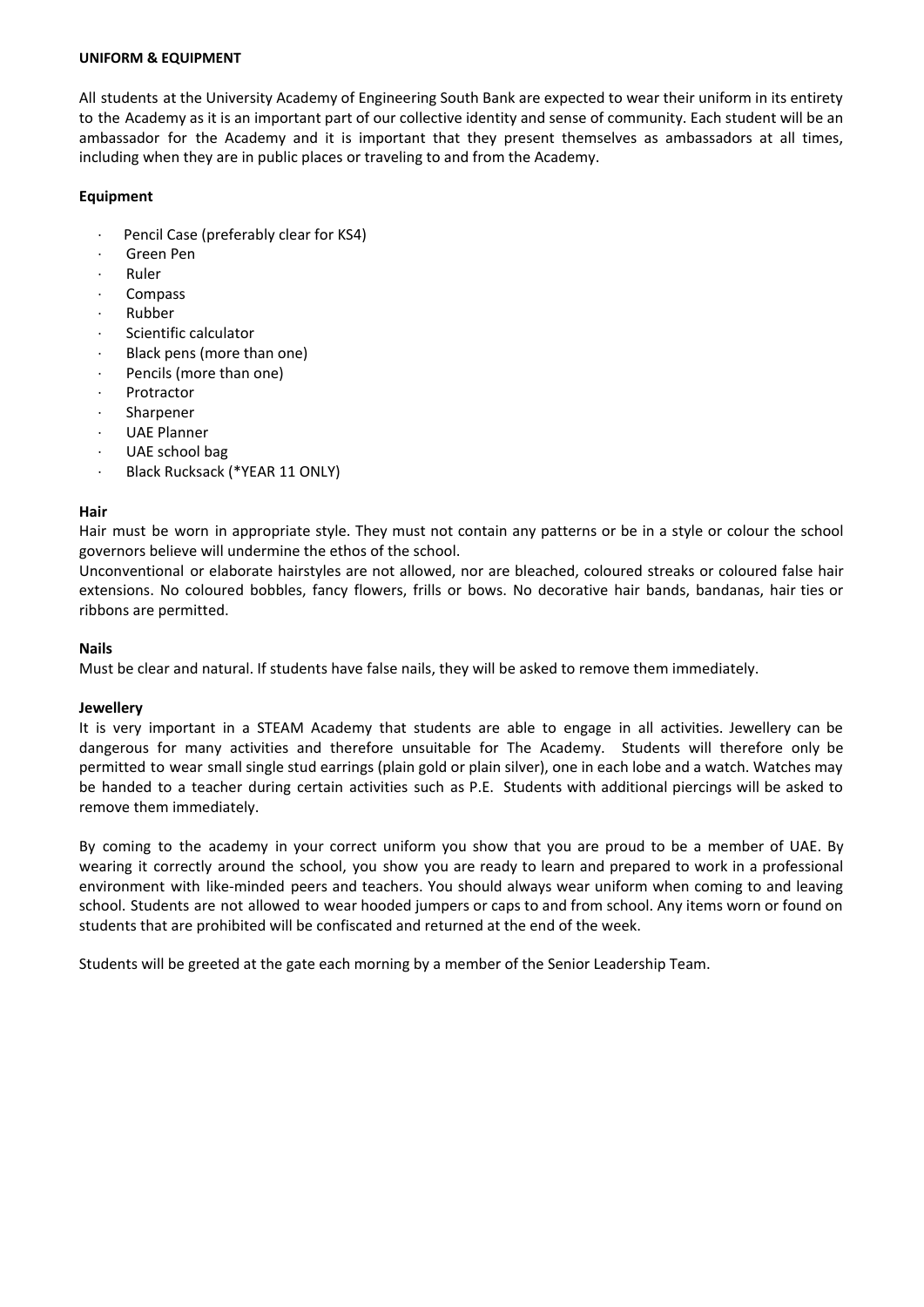**UNIFORM & EQUIPMENT**

All students at the University Academy of Engineering South Bank are expected to wear their uniform in its entirety to the Academy as it is an important part of our collective identity and sense of community. Each student will be an ambassador for the Academy and it is important that they present themselves as ambassadors at all times, including when they are in public places or traveling to and from the Academy.

**Equipment**

- Pencil Case (preferably clear for KS4)
- Green Pen
- Ruler
- Compass
- Rubber
- Scientific calculator
- Black pens (more than one)
- Pencils (more than one)
- Protractor
- Sharpener
- UAE Planner
- UAE school bag
- Black Rucksack (*YEAR 11 ONLY)

**Hair**

Hair must be worn in appropriate style. They must not contain any patterns or be in a style or colour the school governors believe will undermine the ethos of the school.

Unconventional or elaborate hairstyles are not allowed, nor are bleached, coloured streaks or coloured false hair extensions. No coloured bobbles, fancy flowers, frills or bows. No decorative hair bands, bandanas, hair ties or ribbons are permitted.

**Nails**

Must be clear and natural. If students have false nails, they will be asked to remove them immediately.

**Jewellery**

It is very important in a STEAM Academy that students are able to engage in all activities. Jewellery can be dangerous for many activities and therefore unsuitable for The Academy. Students will therefore only be permitted to wear small single stud earrings (plain gold or plain silver), one in each lobe and a watch. Watches may be handed to a teacher during certain activities such as P.E. Students with additional piercings will be asked to remove them immediately.

By coming to the academy in your correct uniform you show that you are proud to be a member of UAE. By wearing it correctly around the school, you show you are ready to learn and prepared to work in a professional environment with like-minded peers and teachers. You should always wear uniform when coming to and leaving school. Students are not allowed to wear hooded jumpers or caps to and from school. Any items worn or found on students that are prohibited will be confiscated and returned at the end of the week.

Students will be greeted at the gate each morning by a member of the Senior Leadership Team.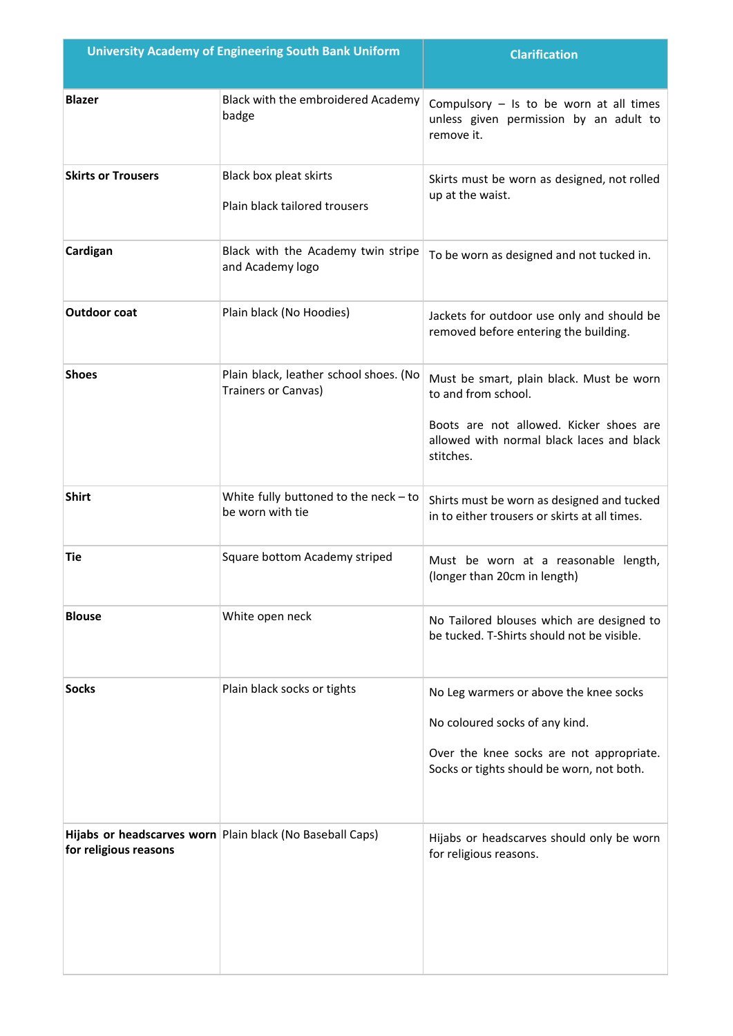| University Academy of Engineering South Bank Uniform | | Clarification |
|---|---|---|
| **Blazer** | Black with the embroidered Academy badge | Compulsory – Is to be worn at all times unless given permission by an adult to remove it. |
| **Skirts or Trousers** | Black box pleat skirts<br><br>Plain black tailored trousers | Skirts must be worn as designed, not rolled up at the waist. |
| **Cardigan** | Black with the Academy twin stripe and Academy logo | To be worn as designed and not tucked in. |
| **Outdoor coat** | Plain black (No Hoodies) | Jackets for outdoor use only and should be removed before entering the building. |
| **Shoes** | Plain black, leather school shoes. (No Trainers or Canvas) | Must be smart, plain black. Must be worn to and from school.<br><br>Boots are not allowed. Kicker shoes are allowed with normal black laces and black stitches. |
| **Shirt** | White fully buttoned to the neck – to be worn with tie | Shirts must be worn as designed and tucked in to either trousers or skirts at all times. |
| **Tie** | Square bottom Academy striped | Must be worn at a reasonable length, (longer than 20cm in length) |
| **Blouse** | White open neck | No Tailored blouses which are designed to be tucked. T-Shirts should not be visible. |
| **Socks** | Plain black socks or tights | No Leg warmers or above the knee socks<br><br>No coloured socks of any kind.<br><br>Over the knee socks are not appropriate. Socks or tights should be worn, not both. |
| **Hijabs or headscarves worn for religious reasons** | Plain black (No Baseball Caps) | Hijabs or headscarves should only be worn for religious reasons. |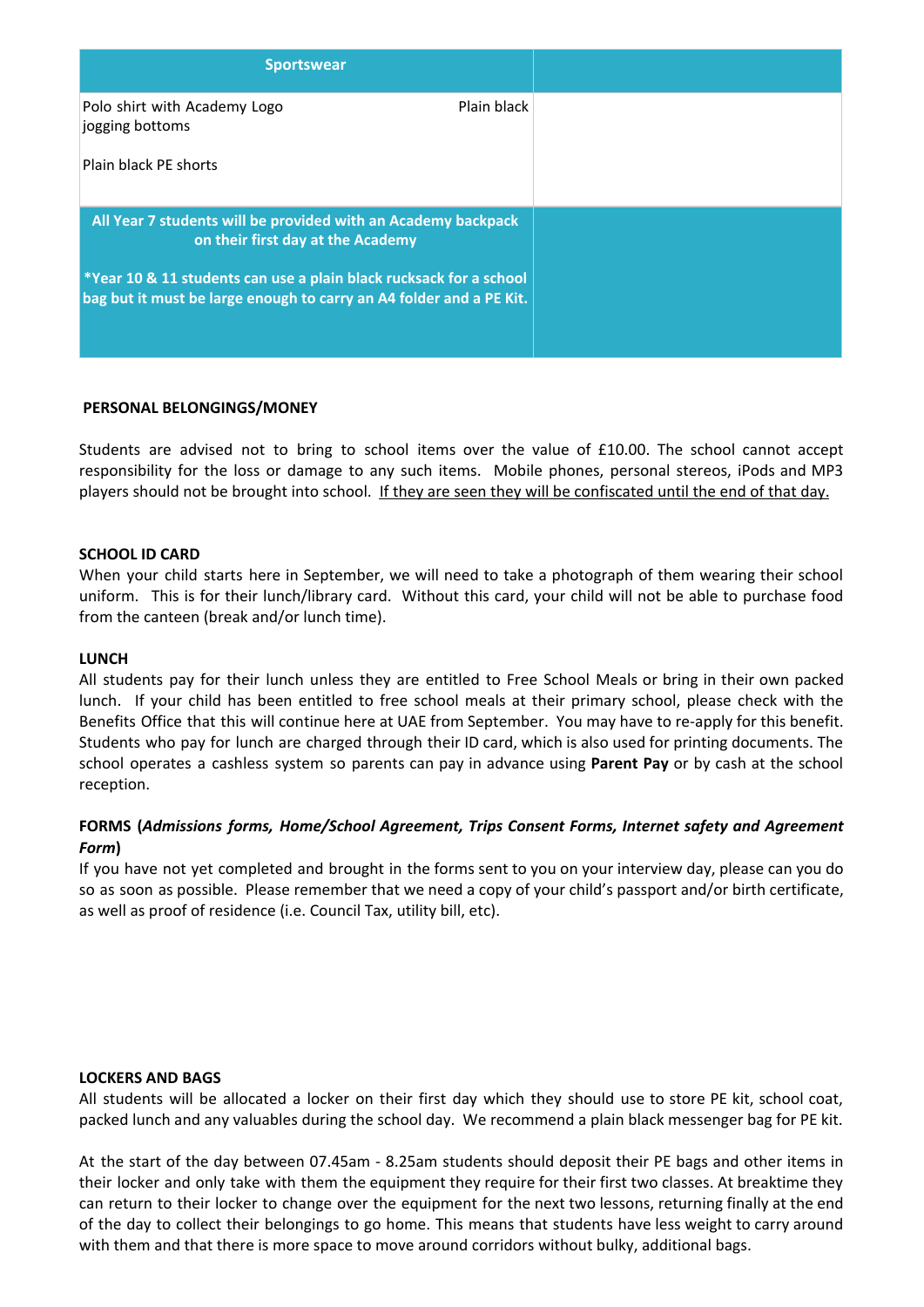| Sportswear | |
|---|---|
| Polo shirt with Academy Logo Plain black jogging bottoms<br><br>Plain black PE shorts | |
| **All Year 7 students will be provided with an Academy backpack on their first day at the Academy**<br><br>***Year 10 & 11 students can use a plain black rucksack for a school bag but it must be large enough to carry an A4 folder and a PE Kit.** | |

**PERSONAL BELONGINGS/MONEY**

Students are advised not to bring to school items over the value of £10.00. The school cannot accept responsibility for the loss or damage to any such items. Mobile phones, personal stereos, iPods and MP3 players should not be brought into school. <u>If they are seen they will be confiscated until the end of that day.</u>

**SCHOOL ID CARD**

When your child starts here in September, we will need to take a photograph of them wearing their school uniform. This is for their lunch/library card. Without this card, your child will not be able to purchase food from the canteen (break and/or lunch time).

**LUNCH**

All students pay for their lunch unless they are entitled to Free School Meals or bring in their own packed lunch. If your child has been entitled to free school meals at their primary school, please check with the Benefits Office that this will continue here at UAE from September. You may have to re-apply for this benefit. Students who pay for lunch are charged through their ID card, which is also used for printing documents. The school operates a cashless system so parents can pay in advance using **Parent Pay** or by cash at the school reception.

**FORMS (*Admissions forms, Home/School Agreement, Trips Consent Forms, Internet safety and Agreement Form*)**

If you have not yet completed and brought in the forms sent to you on your interview day, please can you do so as soon as possible. Please remember that we need a copy of your child's passport and/or birth certificate, as well as proof of residence (i.e. Council Tax, utility bill, etc).

**LOCKERS AND BAGS**

All students will be allocated a locker on their first day which they should use to store PE kit, school coat, packed lunch and any valuables during the school day. We recommend a plain black messenger bag for PE kit.

At the start of the day between 07.45am - 8.25am students should deposit their PE bags and other items in their locker and only take with them the equipment they require for their first two classes. At breaktime they can return to their locker to change over the equipment for the next two lessons, returning finally at the end of the day to collect their belongings to go home. This means that students have less weight to carry around with them and that there is more space to move around corridors without bulky, additional bags.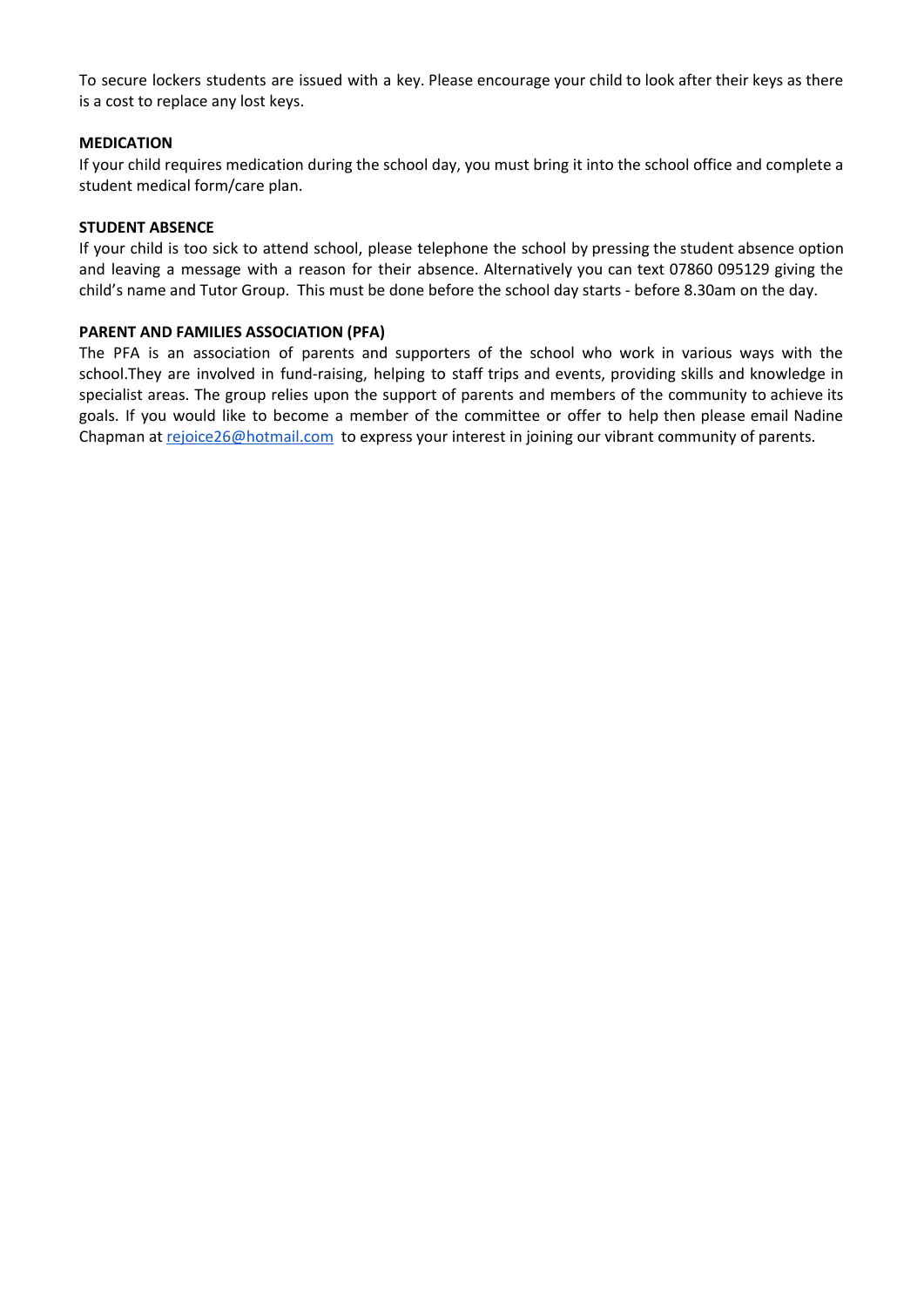To secure lockers students are issued with a key. Please encourage your child to look after their keys as there is a cost to replace any lost keys.

**MEDICATION**

If your child requires medication during the school day, you must bring it into the school office and complete a student medical form/care plan.

**STUDENT ABSENCE**

If your child is too sick to attend school, please telephone the school by pressing the student absence option and leaving a message with a reason for their absence. Alternatively you can text 07860 095129 giving the child's name and Tutor Group. This must be done before the school day starts - before 8.30am on the day.

**PARENT AND FAMILIES ASSOCIATION (PFA)**

The PFA is an association of parents and supporters of the school who work in various ways with the school.They are involved in fund-raising, helping to staff trips and events, providing skills and knowledge in specialist areas. The group relies upon the support of parents and members of the community to achieve its goals. If you would like to become a member of the committee or offer to help then please email Nadine Chapman at rejoice26@hotmail.com to express your interest in joining our vibrant community of parents.